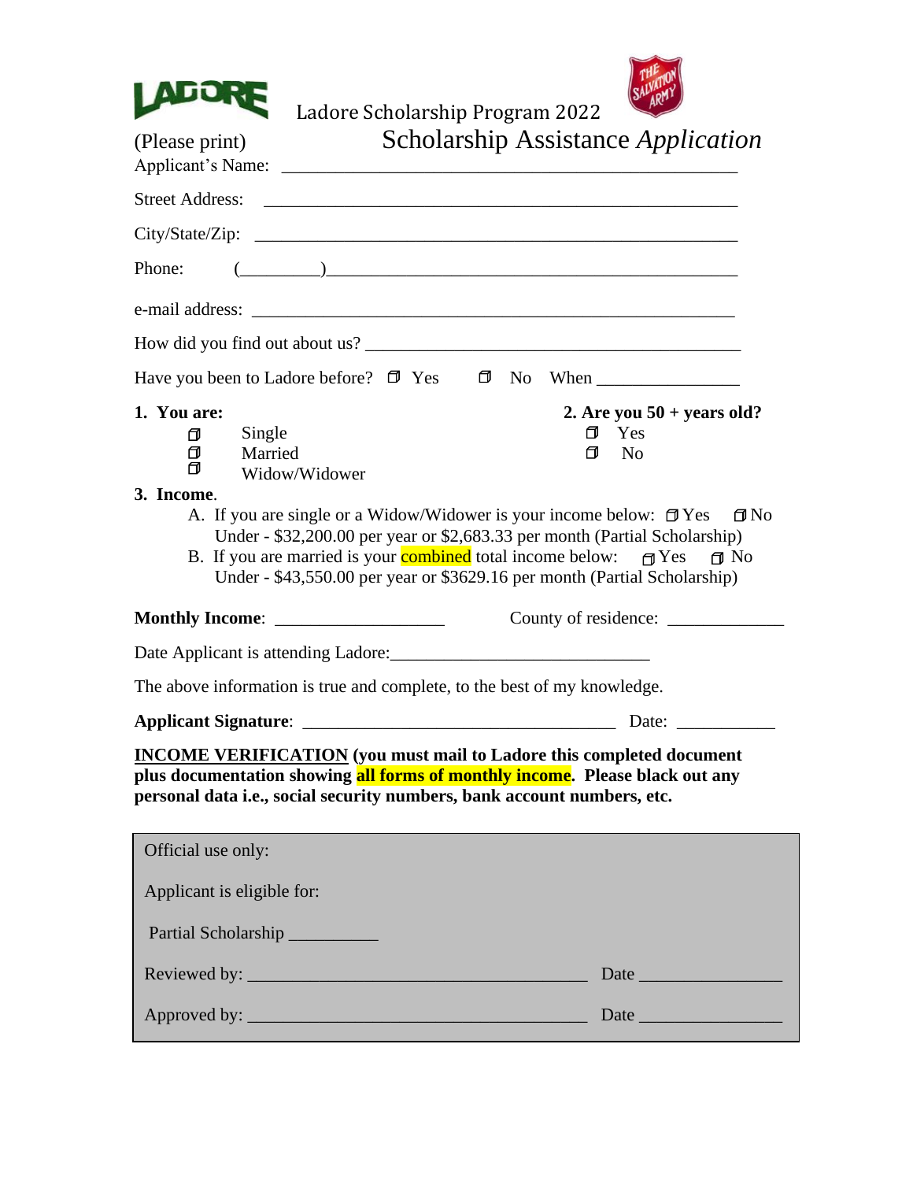LADORE

# Ladore Scholarship Program 2022

## Scholarship Assistance *Application*

(Please print)

Applicant's Name: ____________________________________________

Street Address: ____________________________________________

City/State/Zip: ____________________________________________

Phone: (________)____________________________________________

e-mail address: ____________________________________________

How did you find out about us? ________________________________

Have you been to Ladore before? ☐ Yes ☐ No When _______________

**1. You are:**

- ☐ Single
- ☐ Married
- ☐ Widow/Widower

**2. Are you 50 + years old?**

- ☐ Yes
- ☐ No

**3. Income**.

A. If you are single or a Widow/Widower is your income below: ☐ Yes ☐ No
Under - $32,200.00 per year or $2,683.33 per month (Partial Scholarship)

B. If you are married is your combined total income below: ☐ Yes ☐ No
Under - $43,550.00 per year or $3629.16 per month (Partial Scholarship)

**Monthly Income**: ________________ County of residence: ____________

Date Applicant is attending Ladore:___________________________

The above information is true and complete, to the best of my knowledge.

**Applicant Signature**: _______________________________ Date: __________

**<u>INCOME VERIFICATION</u> (you must mail to Ladore this completed document plus documentation showing all forms of monthly income. Please black out any personal data i.e., social security numbers, bank account numbers, etc.**

Official use only:

Applicant is eligible for:

Partial Scholarship __________

Reviewed by: ____________________________________ Date ______________

Approved by: ____________________________________ Date ______________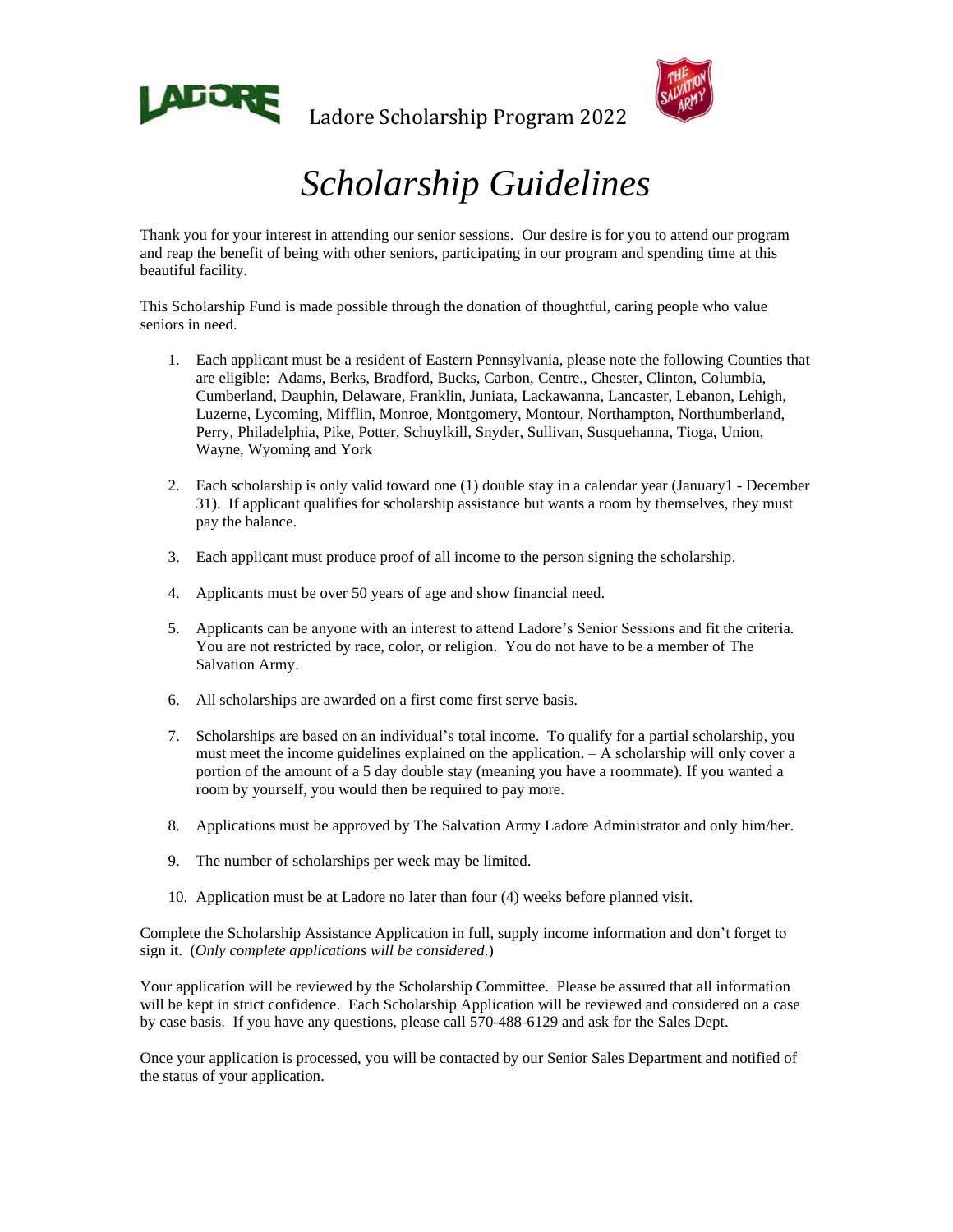Ladore Scholarship Program 2022

# *Scholarship Guidelines*

Thank you for your interest in attending our senior sessions. Our desire is for you to attend our program and reap the benefit of being with other seniors, participating in our program and spending time at this beautiful facility.

This Scholarship Fund is made possible through the donation of thoughtful, caring people who value seniors in need.

1. Each applicant must be a resident of Eastern Pennsylvania, please note the following Counties that are eligible: Adams, Berks, Bradford, Bucks, Carbon, Centre., Chester, Clinton, Columbia, Cumberland, Dauphin, Delaware, Franklin, Juniata, Lackawanna, Lancaster, Lebanon, Lehigh, Luzerne, Lycoming, Mifflin, Monroe, Montgomery, Montour, Northampton, Northumberland, Perry, Philadelphia, Pike, Potter, Schuylkill, Snyder, Sullivan, Susquehanna, Tioga, Union, Wayne, Wyoming and York

2. Each scholarship is only valid toward one (1) double stay in a calendar year (January1 - December 31). If applicant qualifies for scholarship assistance but wants a room by themselves, they must pay the balance.

3. Each applicant must produce proof of all income to the person signing the scholarship.

4. Applicants must be over 50 years of age and show financial need.

5. Applicants can be anyone with an interest to attend Ladore's Senior Sessions and fit the criteria. You are not restricted by race, color, or religion. You do not have to be a member of The Salvation Army.

6. All scholarships are awarded on a first come first serve basis.

7. Scholarships are based on an individual's total income. To qualify for a partial scholarship, you must meet the income guidelines explained on the application. – A scholarship will only cover a portion of the amount of a 5 day double stay (meaning you have a roommate). If you wanted a room by yourself, you would then be required to pay more.

8. Applications must be approved by The Salvation Army Ladore Administrator and only him/her.

9. The number of scholarships per week may be limited.

10. Application must be at Ladore no later than four (4) weeks before planned visit.

Complete the Scholarship Assistance Application in full, supply income information and don't forget to sign it. (*Only complete applications will be considered*.)

Your application will be reviewed by the Scholarship Committee. Please be assured that all information will be kept in strict confidence. Each Scholarship Application will be reviewed and considered on a case by case basis. If you have any questions, please call 570-488-6129 and ask for the Sales Dept.

Once your application is processed, you will be contacted by our Senior Sales Department and notified of the status of your application.